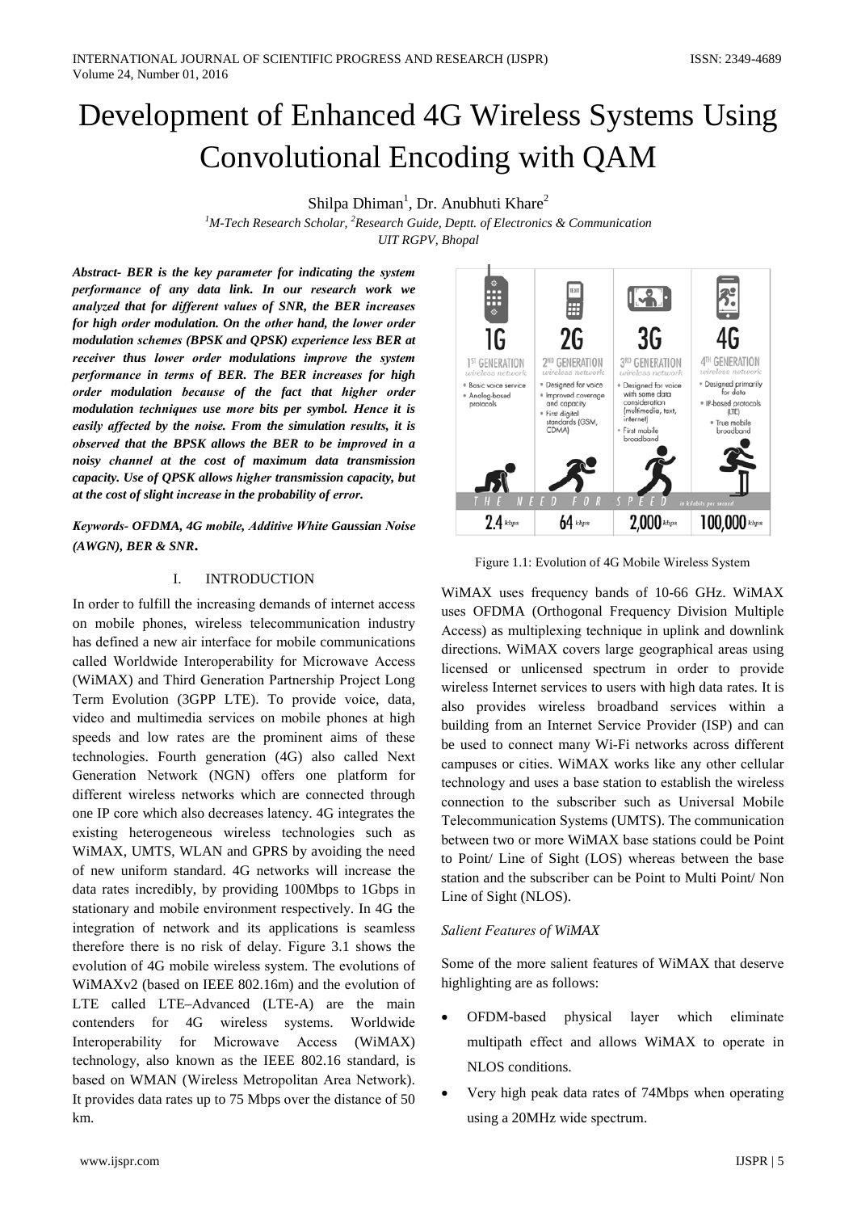# Development of Enhanced 4G Wireless Systems Using Convolutional Encoding with QAM

Shilpa Dhiman[1], Dr. Anubhuti Khare[2]

[1]*M-Tech Research Scholar,* [2]*Research Guide, Deptt. of Electronics & Communication*
*UIT RGPV, Bhopal*

***Abstract- BER is the key parameter for indicating the system performance of any data link. In our research work we analyzed that for different values of SNR, the BER increases for high order modulation. On the other hand, the lower order modulation schemes (BPSK and QPSK) experience less BER at receiver thus lower order modulations improve the system performance in terms of BER. The BER increases for high order modulation because of the fact that higher order modulation techniques use more bits per symbol. Hence it is easily affected by the noise. From the simulation results, it is observed that the BPSK allows the BER to be improved in a noisy channel at the cost of maximum data transmission capacity. Use of QPSK allows higher transmission capacity, but at the cost of slight increase in the probability of error.***

***Keywords- OFDMA, 4G mobile, Additive White Gaussian Noise (AWGN), BER & SNR.***

## I. INTRODUCTION

In order to fulfill the increasing demands of internet access on mobile phones, wireless telecommunication industry has defined a new air interface for mobile communications called Worldwide Interoperability for Microwave Access (WiMAX) and Third Generation Partnership Project Long Term Evolution (3GPP LTE). To provide voice, data, video and multimedia services on mobile phones at high speeds and low rates are the prominent aims of these technologies. Fourth generation (4G) also called Next Generation Network (NGN) offers one platform for different wireless networks which are connected through one IP core which also decreases latency. 4G integrates the existing heterogeneous wireless technologies such as WiMAX, UMTS, WLAN and GPRS by avoiding the need of new uniform standard. 4G networks will increase the data rates incredibly, by providing 100Mbps to 1Gbps in stationary and mobile environment respectively. In 4G the integration of network and its applications is seamless therefore there is no risk of delay. Figure 3.1 shows the evolution of 4G mobile wireless system. The evolutions of WiMAXv2 (based on IEEE 802.16m) and the evolution of LTE called LTE–Advanced (LTE-A) are the main contenders for 4G wireless systems. Worldwide Interoperability for Microwave Access (WiMAX) technology, also known as the IEEE 802.16 standard, is based on WMAN (Wireless Metropolitan Area Network). It provides data rates up to 75 Mbps over the distance of 50 km.

Figure 1.1: Evolution of 4G Mobile Wireless System

WiMAX uses frequency bands of 10-66 GHz. WiMAX uses OFDMA (Orthogonal Frequency Division Multiple Access) as multiplexing technique in uplink and downlink directions. WiMAX covers large geographical areas using licensed or unlicensed spectrum in order to provide wireless Internet services to users with high data rates. It is also provides wireless broadband services within a building from an Internet Service Provider (ISP) and can be used to connect many Wi-Fi networks across different campuses or cities. WiMAX works like any other cellular technology and uses a base station to establish the wireless connection to the subscriber such as Universal Mobile Telecommunication Systems (UMTS). The communication between two or more WiMAX base stations could be Point to Point/ Line of Sight (LOS) whereas between the base station and the subscriber can be Point to Multi Point/ Non Line of Sight (NLOS).

*Salient Features of WiMAX*

Some of the more salient features of WiMAX that deserve highlighting are as follows:

- OFDM-based physical layer which eliminate multipath effect and allows WiMAX to operate in NLOS conditions.
- Very high peak data rates of 74Mbps when operating using a 20MHz wide spectrum.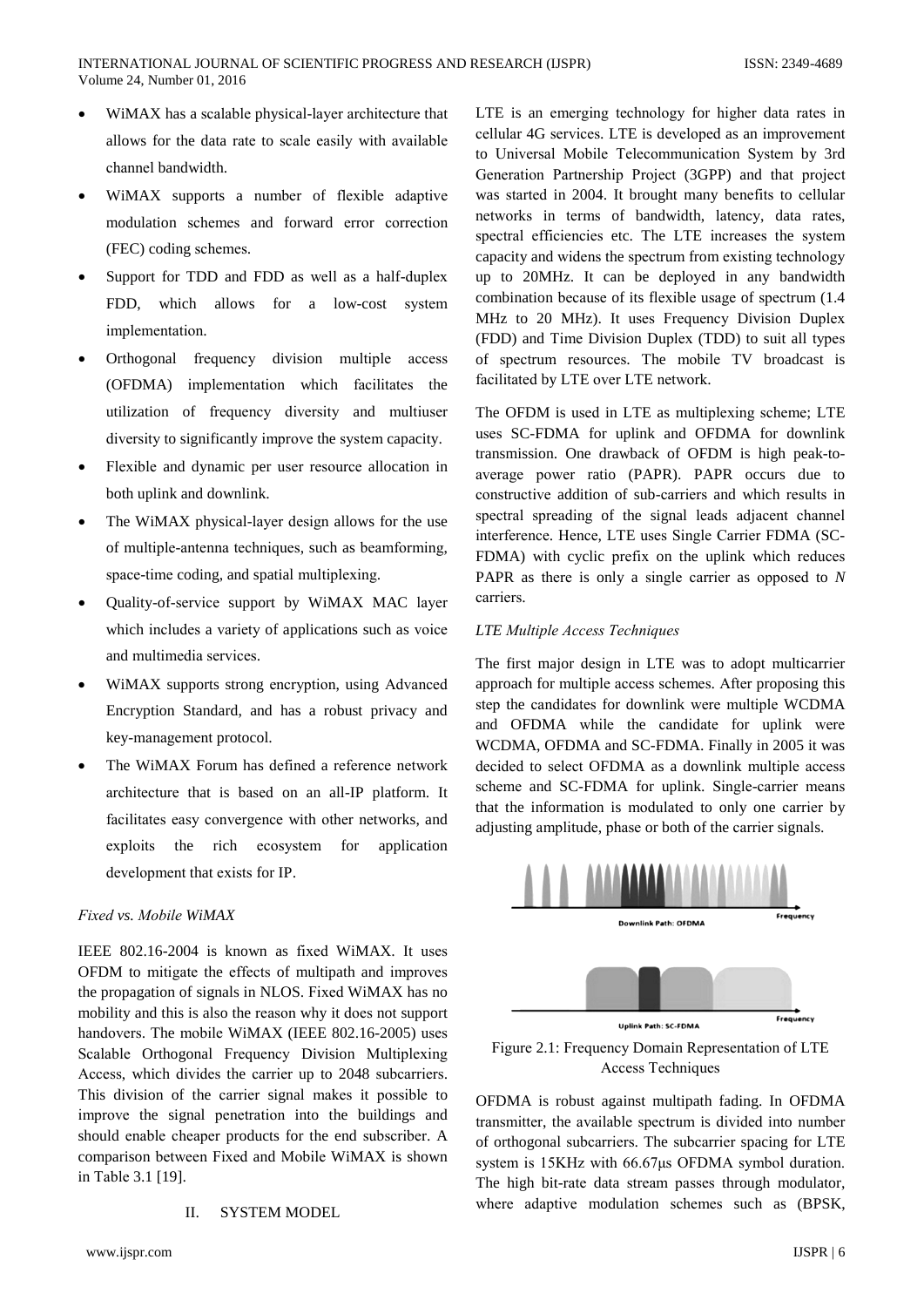- WiMAX has a scalable physical-layer architecture that allows for the data rate to scale easily with available channel bandwidth.
- WiMAX supports a number of flexible adaptive modulation schemes and forward error correction (FEC) coding schemes.
- Support for TDD and FDD as well as a half-duplex FDD, which allows for a low-cost system implementation.
- Orthogonal frequency division multiple access (OFDMA) implementation which facilitates the utilization of frequency diversity and multiuser diversity to significantly improve the system capacity.
- Flexible and dynamic per user resource allocation in both uplink and downlink.
- The WiMAX physical-layer design allows for the use of multiple-antenna techniques, such as beamforming, space-time coding, and spatial multiplexing.
- Quality-of-service support by WiMAX MAC layer which includes a variety of applications such as voice and multimedia services.
- WiMAX supports strong encryption, using Advanced Encryption Standard, and has a robust privacy and key-management protocol.
- The WiMAX Forum has defined a reference network architecture that is based on an all-IP platform. It facilitates easy convergence with other networks, and exploits the rich ecosystem for application development that exists for IP.

*Fixed vs. Mobile WiMAX*

IEEE 802.16-2004 is known as fixed WiMAX. It uses OFDM to mitigate the effects of multipath and improves the propagation of signals in NLOS. Fixed WiMAX has no mobility and this is also the reason why it does not support handovers. The mobile WiMAX (IEEE 802.16-2005) uses Scalable Orthogonal Frequency Division Multiplexing Access, which divides the carrier up to 2048 subcarriers. This division of the carrier signal makes it possible to improve the signal penetration into the buildings and should enable cheaper products for the end subscriber. A comparison between Fixed and Mobile WiMAX is shown in Table 3.1 [19].

## II. SYSTEM MODEL

LTE is an emerging technology for higher data rates in cellular 4G services. LTE is developed as an improvement to Universal Mobile Telecommunication System by 3rd Generation Partnership Project (3GPP) and that project was started in 2004. It brought many benefits to cellular networks in terms of bandwidth, latency, data rates, spectral efficiencies etc. The LTE increases the system capacity and widens the spectrum from existing technology up to 20MHz. It can be deployed in any bandwidth combination because of its flexible usage of spectrum (1.4 MHz to 20 MHz). It uses Frequency Division Duplex (FDD) and Time Division Duplex (TDD) to suit all types of spectrum resources. The mobile TV broadcast is facilitated by LTE over LTE network.

The OFDM is used in LTE as multiplexing scheme; LTE uses SC-FDMA for uplink and OFDMA for downlink transmission. One drawback of OFDM is high peak-to-average power ratio (PAPR). PAPR occurs due to constructive addition of sub-carriers and which results in spectral spreading of the signal leads adjacent channel interference. Hence, LTE uses Single Carrier FDMA (SC-FDMA) with cyclic prefix on the uplink which reduces PAPR as there is only a single carrier as opposed to $N$ carriers.

*LTE Multiple Access Techniques*

The first major design in LTE was to adopt multicarrier approach for multiple access schemes. After proposing this step the candidates for downlink were multiple WCDMA and OFDMA while the candidate for uplink were WCDMA, OFDMA and SC-FDMA. Finally in 2005 it was decided to select OFDMA as a downlink multiple access scheme and SC-FDMA for uplink. Single-carrier means that the information is modulated to only one carrier by adjusting amplitude, phase or both of the carrier signals.

Figure 2.1: Frequency Domain Representation of LTE Access Techniques

OFDMA is robust against multipath fading. In OFDMA transmitter, the available spectrum is divided into number of orthogonal subcarriers. The subcarrier spacing for LTE system is 15KHz with 66.67μs OFDMA symbol duration. The high bit-rate data stream passes through modulator, where adaptive modulation schemes such as (BPSK,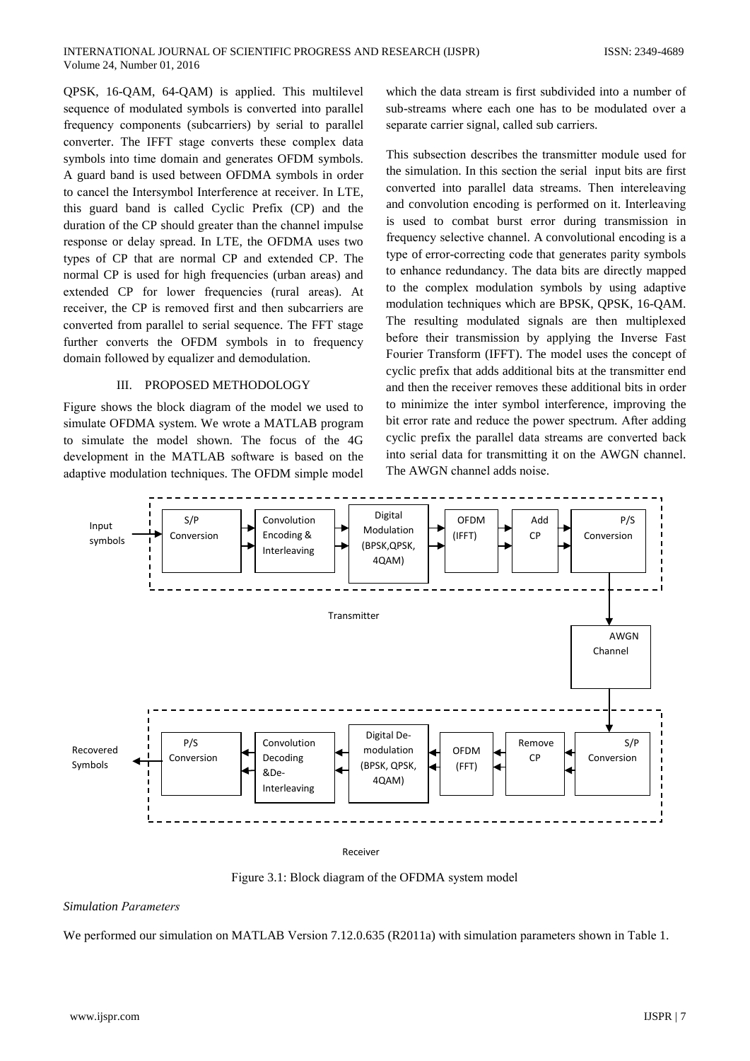QPSK, 16-QAM, 64-QAM) is applied. This multilevel sequence of modulated symbols is converted into parallel frequency components (subcarriers) by serial to parallel converter. The IFFT stage converts these complex data symbols into time domain and generates OFDM symbols. A guard band is used between OFDMA symbols in order to cancel the Intersymbol Interference at receiver. In LTE, this guard band is called Cyclic Prefix (CP) and the duration of the CP should greater than the channel impulse response or delay spread. In LTE, the OFDMA uses two types of CP that are normal CP and extended CP. The normal CP is used for high frequencies (urban areas) and extended CP for lower frequencies (rural areas). At receiver, the CP is removed first and then subcarriers are converted from parallel to serial sequence. The FFT stage further converts the OFDM symbols in to frequency domain followed by equalizer and demodulation.

## III. PROPOSED METHODOLOGY

Figure shows the block diagram of the model we used to simulate OFDMA system. We wrote a MATLAB program to simulate the model shown. The focus of the 4G development in the MATLAB software is based on the adaptive modulation techniques. The OFDM simple model which the data stream is first subdivided into a number of sub-streams where each one has to be modulated over a separate carrier signal, called sub carriers.

This subsection describes the transmitter module used for the simulation. In this section the serial input bits are first converted into parallel data streams. Then intereleaving and convolution encoding is performed on it. Interleaving is used to combat burst error during transmission in frequency selective channel. A convolutional encoding is a type of error-correcting code that generates parity symbols to enhance redundancy. The data bits are directly mapped to the complex modulation symbols by using adaptive modulation techniques which are BPSK, QPSK, 16-QAM. The resulting modulated signals are then multiplexed before their transmission by applying the Inverse Fast Fourier Transform (IFFT). The model uses the concept of cyclic prefix that adds additional bits at the transmitter end and then the receiver removes these additional bits in order to minimize the inter symbol interference, improving the bit error rate and reduce the power spectrum. After adding cyclic prefix the parallel data streams are converted back into serial data for transmitting it on the AWGN channel. The AWGN channel adds noise.

Input symbols → [Transmitter: S/P Conversion → Convolution Encoding & Interleaving → Digital Modulation (BPSK,QPSK, 4QAM) → OFDM (IFFT) → Add CP → P/S Conversion] → AWGN Channel → [Receiver: S/P Conversion → Remove CP → OFDM (FFT) → Digital De-modulation (BPSK, QPSK, 4QAM) → Convolution Decoding &De-Interleaving → P/S Conversion] → Recovered Symbols

Figure 3.1: Block diagram of the OFDMA system model

*Simulation Parameters*

We performed our simulation on MATLAB Version 7.12.0.635 (R2011a) with simulation parameters shown in Table 1.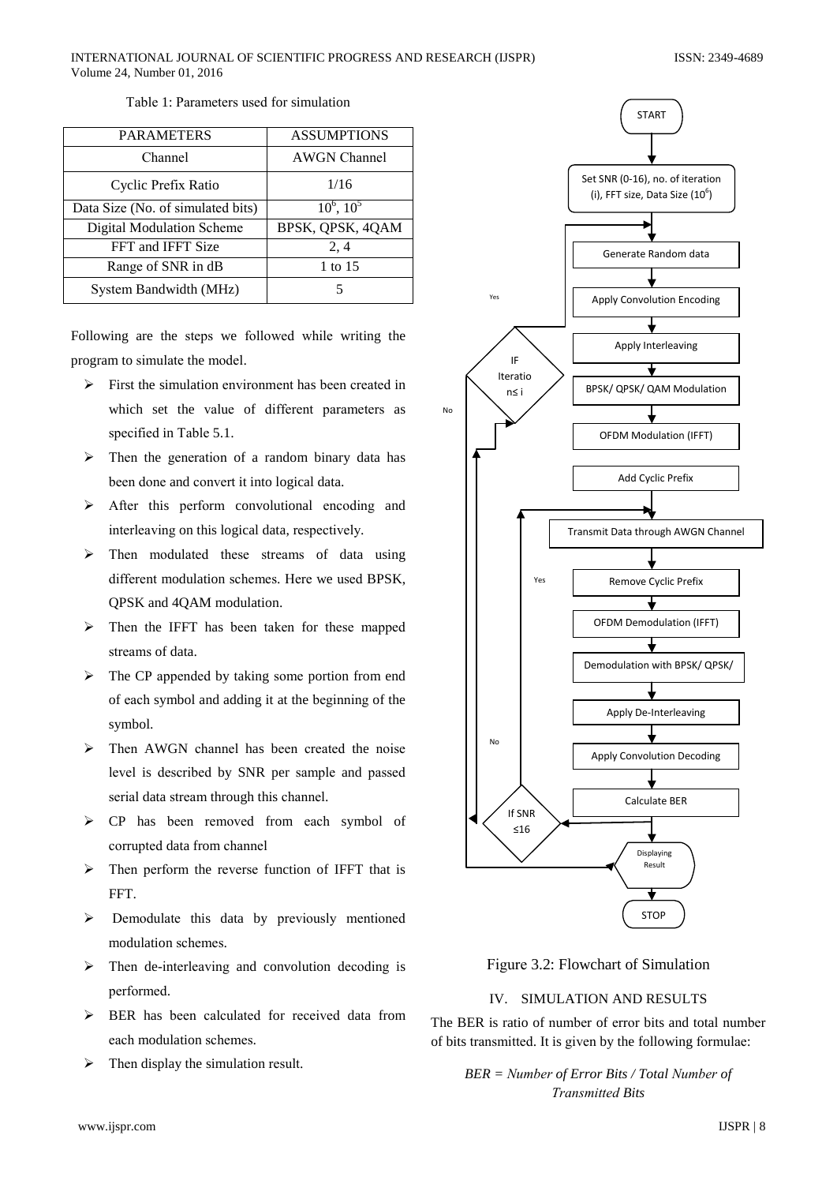Table 1: Parameters used for simulation

| PARAMETERS | ASSUMPTIONS |
|---|---|
| Channel | AWGN Channel |
| Cyclic Prefix Ratio | 1/16 |
| Data Size (No. of simulated bits) | $10^6$, $10^5$ |
| Digital Modulation Scheme | BPSK, QPSK, 4QAM |
| FFT and IFFT Size | 2, 4 |
| Range of SNR in dB | 1 to 15 |
| System Bandwidth (MHz) | 5 |

Following are the steps we followed while writing the program to simulate the model.

- First the simulation environment has been created in which set the value of different parameters as specified in Table 5.1.
- Then the generation of a random binary data has been done and convert it into logical data.
- After this perform convolutional encoding and interleaving on this logical data, respectively.
- Then modulated these streams of data using different modulation schemes. Here we used BPSK, QPSK and 4QAM modulation.
- Then the IFFT has been taken for these mapped streams of data.
- The CP appended by taking some portion from end of each symbol and adding it at the beginning of the symbol.
- Then AWGN channel has been created the noise level is described by SNR per sample and passed serial data stream through this channel.
- CP has been removed from each symbol of corrupted data from channel
- Then perform the reverse function of IFFT that is FFT.
- Demodulate this data by previously mentioned modulation schemes.
- Then de-interleaving and convolution decoding is performed.
- BER has been calculated for received data from each modulation schemes.
- Then display the simulation result.

START → Set SNR (0-16), no. of iteration (i), FFT size, Data Size ($10^6$) → Generate Random data → Apply Convolution Encoding → Apply Interleaving → BPSK/ QPSK/ QAM Modulation → OFDM Modulation (IFFT) → Add Cyclic Prefix → Transmit Data through AWGN Channel → Remove Cyclic Prefix → OFDM Demodulation (IFFT) → Demodulation with BPSK/ QPSK/ → Apply De-Interleaving → Apply Convolution Decoding → Calculate BER → If SNR ≤16 (Yes: back to Transmit Data through AWGN Channel; No: IF Iteration n≤ i (Yes: back to Generate Random data; No: Displaying Result)) → STOP

Figure 3.2: Flowchart of Simulation

## IV. SIMULATION AND RESULTS

The BER is ratio of number of error bits and total number of bits transmitted. It is given by the following formulae:

*BER = Number of Error Bits / Total Number of Transmitted Bits*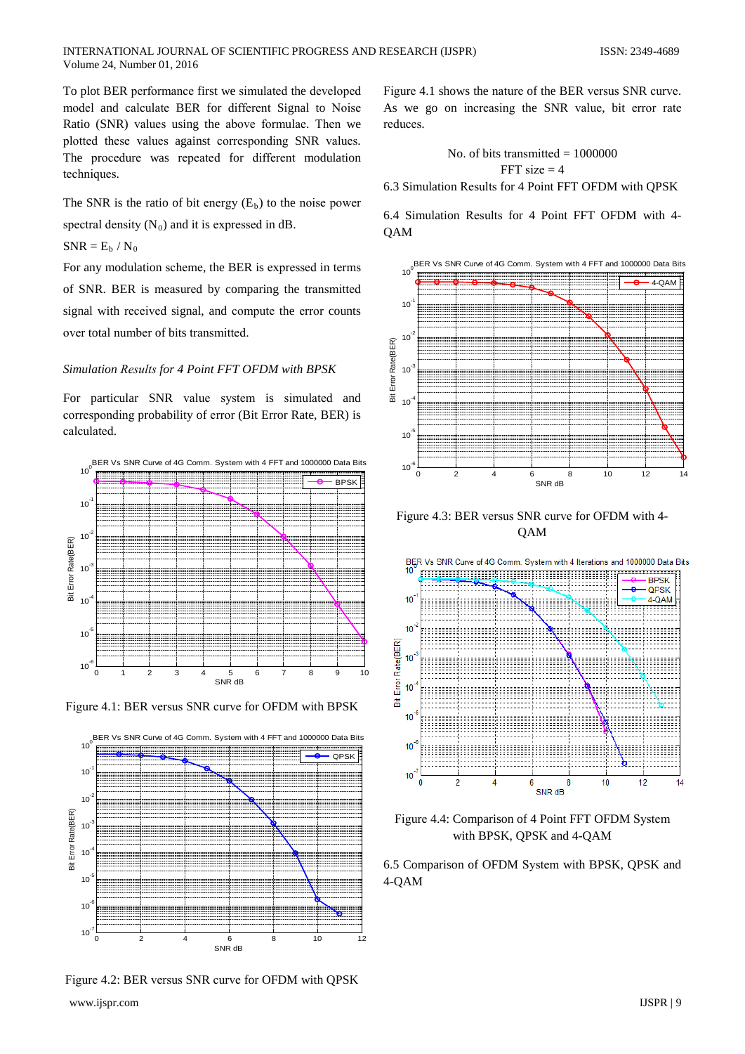To plot BER performance first we simulated the developed model and calculate BER for different Signal to Noise Ratio (SNR) values using the above formulae. Then we plotted these values against corresponding SNR values. The procedure was repeated for different modulation techniques.

The SNR is the ratio of bit energy ($E_b$) to the noise power spectral density ($N_0$) and it is expressed in dB.

$SNR = E_b / N_0$

For any modulation scheme, the BER is expressed in terms of SNR. BER is measured by comparing the transmitted signal with received signal, and compute the error counts over total number of bits transmitted.

*Simulation Results for 4 Point FFT OFDM with BPSK*

For particular SNR value system is simulated and corresponding probability of error (Bit Error Rate, BER) is calculated.

Figure 4.1: BER versus SNR curve for OFDM with BPSK

Figure 4.2: BER versus SNR curve for OFDM with QPSK

Figure 4.1 shows the nature of the BER versus SNR curve. As we go on increasing the SNR value, bit error rate reduces.

No. of bits transmitted = 1000000

FFT size = 4

6.3 Simulation Results for 4 Point FFT OFDM with QPSK

6.4 Simulation Results for 4 Point FFT OFDM with 4-QAM

Figure 4.3: BER versus SNR curve for OFDM with 4-QAM

Figure 4.4: Comparison of 4 Point FFT OFDM System with BPSK, QPSK and 4-QAM

6.5 Comparison of OFDM System with BPSK, QPSK and 4-QAM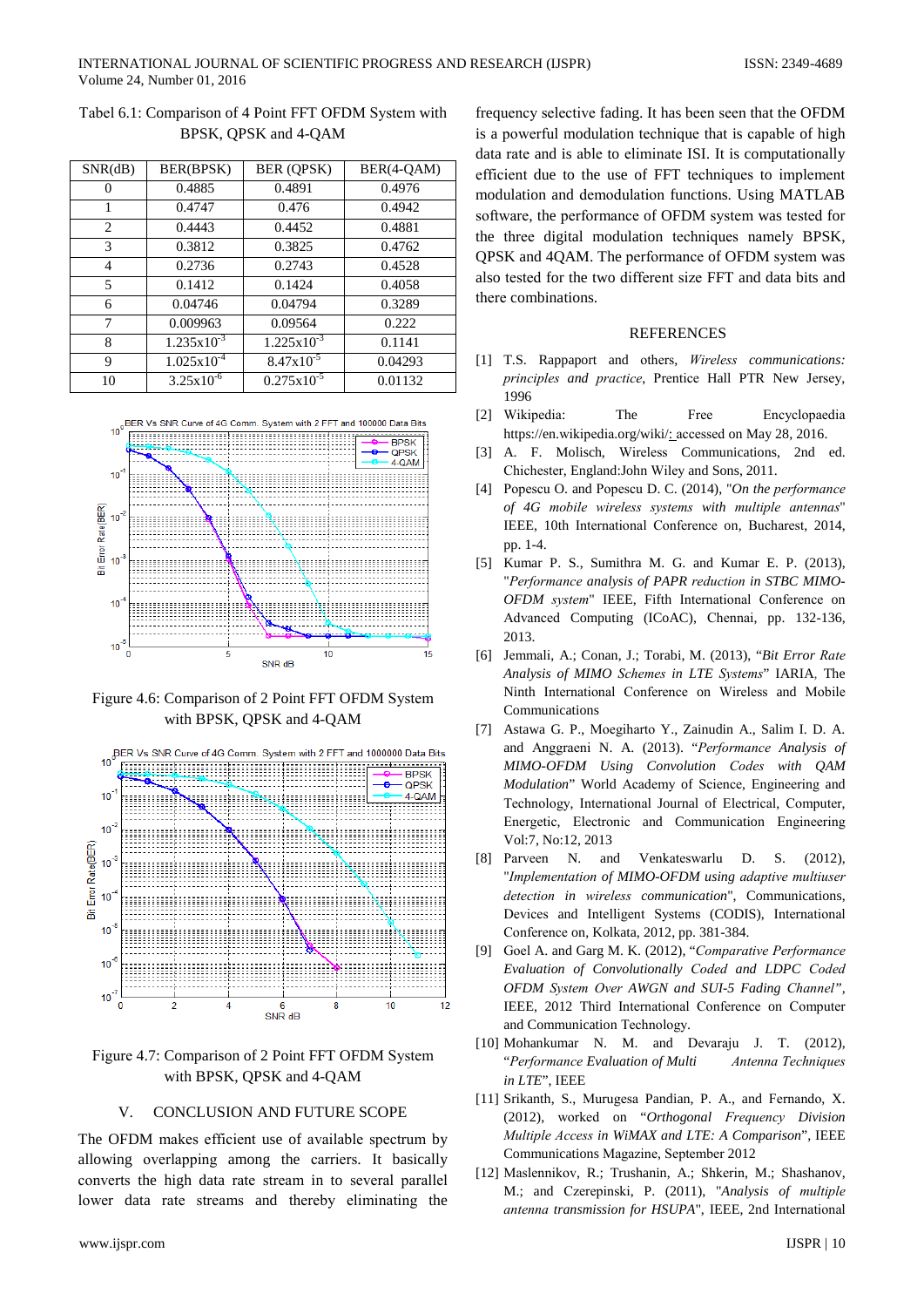Tabel 6.1: Comparison of 4 Point FFT OFDM System with BPSK, QPSK and 4-QAM

| SNR(dB) | BER(BPSK) | BER (QPSK) | BER(4-QAM) |
|---|---|---|---|
| 0 | 0.4885 | 0.4891 | 0.4976 |
| 1 | 0.4747 | 0.476 | 0.4942 |
| 2 | 0.4443 | 0.4452 | 0.4881 |
| 3 | 0.3812 | 0.3825 | 0.4762 |
| 4 | 0.2736 | 0.2743 | 0.4528 |
| 5 | 0.1412 | 0.1424 | 0.4058 |
| 6 | 0.04746 | 0.04794 | 0.3289 |
| 7 | 0.009963 | 0.09564 | 0.222 |
| 8 | $1.235x10^{-3}$ | $1.225x10^{-3}$ | 0.1141 |
| 9 | $1.025x10^{-4}$ | $8.47x10^{-5}$ | 0.04293 |
| 10 | $3.25x10^{-6}$ | $0.275x10^{-5}$ | 0.01132 |

Figure 4.6: Comparison of 2 Point FFT OFDM System with BPSK, QPSK and 4-QAM

Figure 4.7: Comparison of 2 Point FFT OFDM System with BPSK, QPSK and 4-QAM

## V. CONCLUSION AND FUTURE SCOPE

The OFDM makes efficient use of available spectrum by allowing overlapping among the carriers. It basically converts the high data rate stream in to several parallel lower data rate streams and thereby eliminating the frequency selective fading. It has been seen that the OFDM is a powerful modulation technique that is capable of high data rate and is able to eliminate ISI. It is computationally efficient due to the use of FFT techniques to implement modulation and demodulation functions. Using MATLAB software, the performance of OFDM system was tested for the three digital modulation techniques namely BPSK, QPSK and 4QAM. The performance of OFDM system was also tested for the two different size FFT and data bits and there combinations.

## REFERENCES

[1] T.S. Rappaport and others, *Wireless communications: principles and practice*, Prentice Hall PTR New Jersey, 1996

[2] Wikipedia: The Free Encyclopaedia https://en.wikipedia.org/wiki/: accessed on May 28, 2016.

[3] A. F. Molisch, Wireless Communications, 2nd ed. Chichester, England:John Wiley and Sons, 2011.

[4] Popescu O. and Popescu D. C. (2014), "*On the performance of 4G mobile wireless systems with multiple antennas*" IEEE, 10th International Conference on, Bucharest, 2014, pp. 1-4.

[5] Kumar P. S., Sumithra M. G. and Kumar E. P. (2013), "*Performance analysis of PAPR reduction in STBC MIMO-OFDM system*" IEEE, Fifth International Conference on Advanced Computing (ICoAC), Chennai, pp. 132-136, 2013.

[6] Jemmali, A.; Conan, J.; Torabi, M. (2013), "*Bit Error Rate Analysis of MIMO Schemes in LTE Systems*" IARIA, The Ninth International Conference on Wireless and Mobile Communications

[7] Astawa G. P., Moegiharto Y., Zainudin A., Salim I. D. A. and Anggraeni N. A. (2013). "*Performance Analysis of MIMO-OFDM Using Convolution Codes with QAM Modulation*" World Academy of Science, Engineering and Technology, International Journal of Electrical, Computer, Energetic, Electronic and Communication Engineering Vol:7, No:12, 2013

[8] Parveen N. and Venkateswarlu D. S. (2012), "*Implementation of MIMO-OFDM using adaptive multiuser detection in wireless communication*", Communications, Devices and Intelligent Systems (CODIS), International Conference on, Kolkata, 2012, pp. 381-384.

[9] Goel A. and Garg M. K. (2012), "*Comparative Performance Evaluation of Convolutionally Coded and LDPC Coded OFDM System Over AWGN and SUI-5 Fading Channel*", IEEE, 2012 Third International Conference on Computer and Communication Technology.

[10] Mohankumar N. M. and Devaraju J. T. (2012), "*Performance Evaluation of Multi Antenna Techniques in LTE*", IEEE

[11] Srikanth, S., Murugesa Pandian, P. A., and Fernando, X. (2012), worked on "*Orthogonal Frequency Division Multiple Access in WiMAX and LTE: A Comparison*", IEEE Communications Magazine, September 2012

[12] Maslennikov, R.; Trushanin, A.; Shkerin, M.; Shashanov, M.; and Czerepinski, P. (2011), "*Analysis of multiple antenna transmission for HSUPA*", IEEE, 2nd International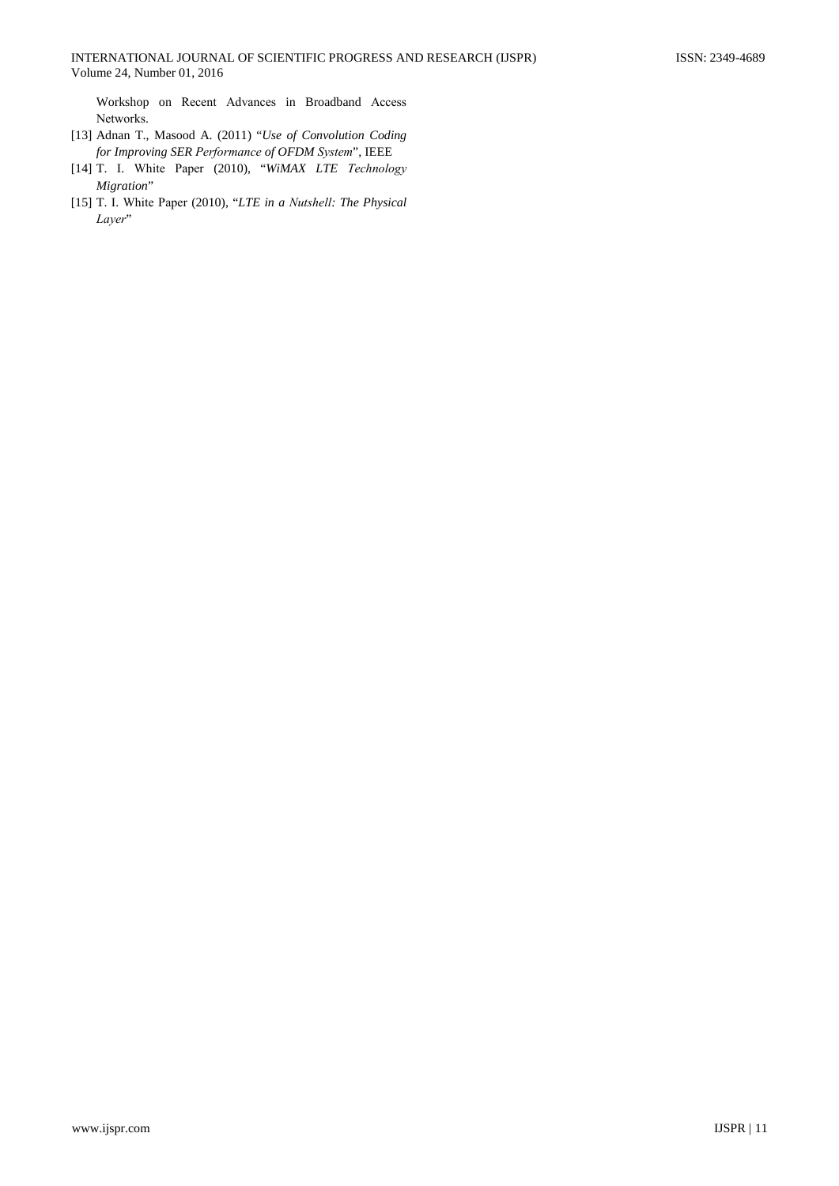Workshop on Recent Advances in Broadband Access Networks.

[13] Adnan T., Masood A. (2011) "*Use of Convolution Coding for Improving SER Performance of OFDM System*", IEEE

[14] T. I. White Paper (2010), "*WiMAX LTE Technology Migration*"

[15] T. I. White Paper (2010), "*LTE in a Nutshell: The Physical Layer*"